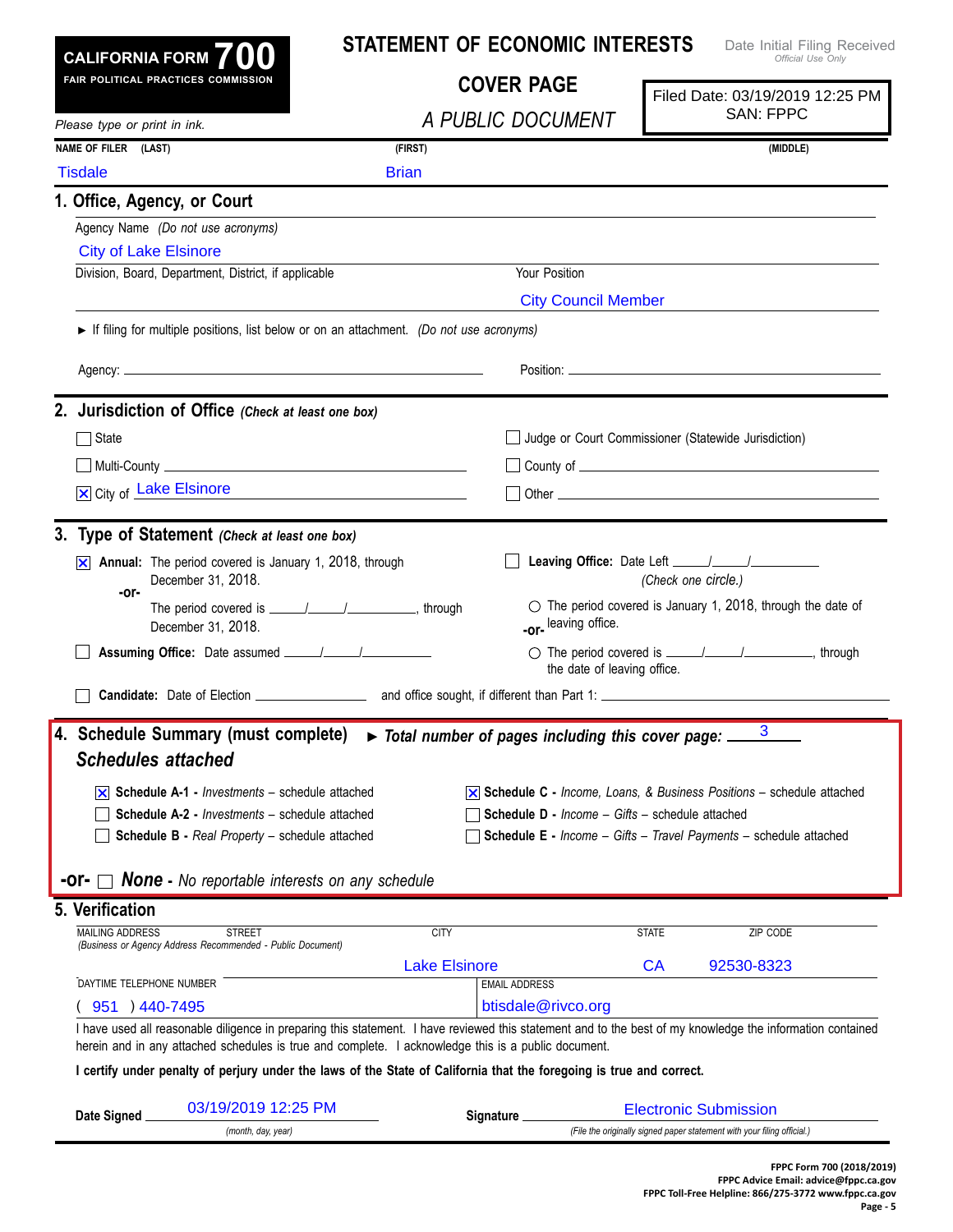# CALIFORNIA FORM 700

FAIR POLITICAL PRACTICES COMMISSION

## STATEMENT OF ECONOMIC INTERESTS

## COVER PAGE

*A PUBLIC DOCUMENT*

Date Initial Filing Received
*Official Use Only*

Filed Date: 03/19/2019 12:25 PM
SAN: FPPC

*Please type or print in ink.*

| NAME OF FILER (LAST) | (FIRST) | (MIDDLE) |
|---|---|---|
| Tisdale | Brian | |

## 1. Office, Agency, or Court

Agency Name *(Do not use acronyms)*

City of Lake Elsinore

| Division, Board, Department, District, if applicable | Your Position |
|---|---|
| | City Council Member |

► If filing for multiple positions, list below or on an attachment. *(Do not use acronyms)*

Agency: ______________________ Position: ______________________

## 2. Jurisdiction of Office *(Check at least one box)*

- ☐ State
- ☐ Multi-County ______________________
- ☒ City of Lake Elsinore
- ☐ Judge or Court Commissioner (Statewide Jurisdiction)
- ☐ County of ______________________
- ☐ Other ______________________

## 3. Type of Statement *(Check at least one box)*

☒ **Annual:** The period covered is January 1, 2018, through December 31, 2018.

-or- The period covered is ____/____/________, through December 31, 2018.

☐ **Assuming Office:** Date assumed ____/____/________

☐ **Leaving Office:** Date Left ____/____/________ *(Check one circle.)*

○ The period covered is January 1, 2018, through the date of leaving office.

-or- ○ The period covered is ____/____/________, through the date of leaving office.

☐ **Candidate:** Date of Election ____________ and office sought, if different than Part 1: ______________________

## 4. Schedule Summary (must complete) ► *Total number of pages including this cover page:* 3

***Schedules attached***

- ☒ **Schedule A-1 -** *Investments* – schedule attached
- ☐ **Schedule A-2 -** *Investments* – schedule attached
- ☐ **Schedule B -** *Real Property* – schedule attached
- ☒ **Schedule C -** *Income, Loans, & Business Positions* – schedule attached
- ☐ **Schedule D -** *Income – Gifts* – schedule attached
- ☐ **Schedule E -** *Income – Gifts – Travel Payments* – schedule attached

**-or-** ☐ ***None*** **-** *No reportable interests on any schedule*

## 5. Verification

| MAILING ADDRESS STREET *(Business or Agency Address Recommended - Public Document)* | CITY | STATE | ZIP CODE |
|---|---|---|---|
| | Lake Elsinore | CA | 92530-8323 |

| DAYTIME TELEPHONE NUMBER | EMAIL ADDRESS |
|---|---|
| ( 951 ) 440-7495 | btisdale@rivco.org |

I have used all reasonable diligence in preparing this statement. I have reviewed this statement and to the best of my knowledge the information contained herein and in any attached schedules is true and complete. I acknowledge this is a public document.

**I certify under penalty of perjury under the laws of the State of California that the foregoing is true and correct.**

**Date Signed** 03/19/2019 12:25 PM *(month, day, year)*

**Signature** Electronic Submission *(File the originally signed paper statement with your filing official.)*

FPPC Form 700 (2018/2019)
FPPC Advice Email: advice@fppc.ca.gov
FPPC Toll-Free Helpline: 866/275-3772 www.fppc.ca.gov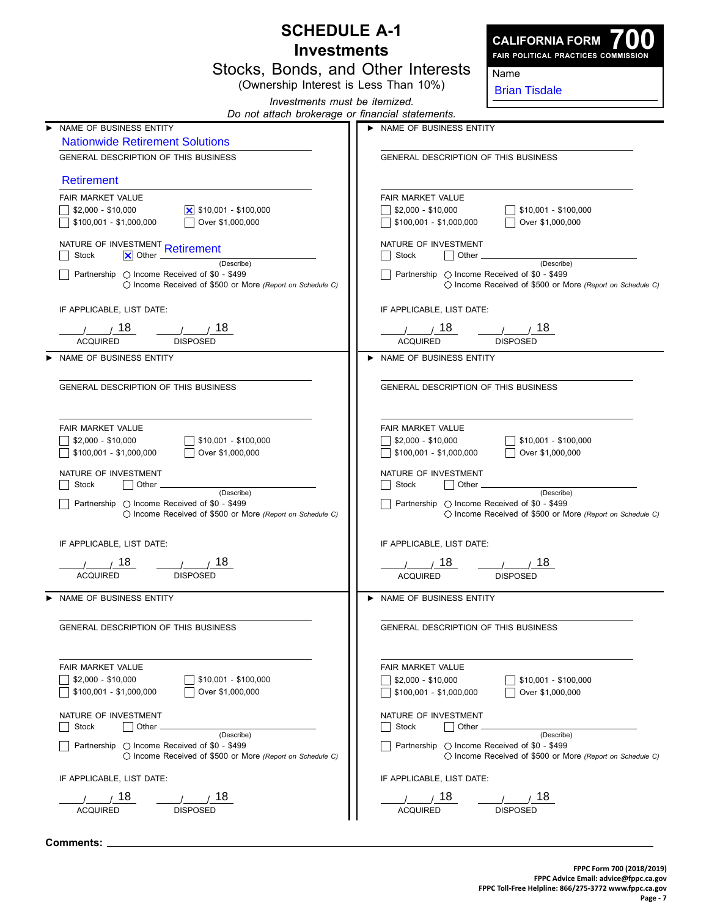# SCHEDULE A-1
## Investments
### Stocks, Bonds, and Other Interests
(Ownership Interest is Less Than 10%)

*Investments must be itemized.*
*Do not attach brokerage or financial statements.*

**CALIFORNIA FORM 700**
**FAIR POLITICAL PRACTICES COMMISSION**

Name: Brian Tisdale

---

▶ NAME OF BUSINESS ENTITY
Nationwide Retirement Solutions

GENERAL DESCRIPTION OF THIS BUSINESS
Retirement

FAIR MARKET VALUE
- [ ] $2,000 - $10,000
- [x] $10,001 - $100,000
- [ ] $100,001 - $1,000,000
- [ ] Over $1,000,000

NATURE OF INVESTMENT
- [ ] Stock
- [x] Other Retirement (Describe)
- [ ] Partnership ○ Income Received of $0 - $499 ○ Income Received of $500 or More *(Report on Schedule C)*

IF APPLICABLE, LIST DATE:

\_\_\_/\_\_\_/ 18 ACQUIRED    \_\_\_/\_\_\_/ 18 DISPOSED

---

▶ NAME OF BUSINESS ENTITY

GENERAL DESCRIPTION OF THIS BUSINESS

FAIR MARKET VALUE
- [ ] $2,000 - $10,000
- [ ] $10,001 - $100,000
- [ ] $100,001 - $1,000,000
- [ ] Over $1,000,000

NATURE OF INVESTMENT
- [ ] Stock
- [ ] Other \_\_\_\_\_\_ (Describe)
- [ ] Partnership ○ Income Received of $0 - $499 ○ Income Received of $500 or More *(Report on Schedule C)*

IF APPLICABLE, LIST DATE:

\_\_\_/\_\_\_/ 18 ACQUIRED    \_\_\_/\_\_\_/ 18 DISPOSED

---

▶ NAME OF BUSINESS ENTITY

GENERAL DESCRIPTION OF THIS BUSINESS

FAIR MARKET VALUE
- [ ] $2,000 - $10,000
- [ ] $10,001 - $100,000
- [ ] $100,001 - $1,000,000
- [ ] Over $1,000,000

NATURE OF INVESTMENT
- [ ] Stock
- [ ] Other \_\_\_\_\_\_ (Describe)
- [ ] Partnership ○ Income Received of $0 - $499 ○ Income Received of $500 or More *(Report on Schedule C)*

IF APPLICABLE, LIST DATE:

\_\_\_/\_\_\_/ 18 ACQUIRED    \_\_\_/\_\_\_/ 18 DISPOSED

---

▶ NAME OF BUSINESS ENTITY

GENERAL DESCRIPTION OF THIS BUSINESS

FAIR MARKET VALUE
- [ ] $2,000 - $10,000
- [ ] $10,001 - $100,000
- [ ] $100,001 - $1,000,000
- [ ] Over $1,000,000

NATURE OF INVESTMENT
- [ ] Stock
- [ ] Other \_\_\_\_\_\_ (Describe)
- [ ] Partnership ○ Income Received of $0 - $499 ○ Income Received of $500 or More *(Report on Schedule C)*

IF APPLICABLE, LIST DATE:

\_\_\_/\_\_\_/ 18 ACQUIRED    \_\_\_/\_\_\_/ 18 DISPOSED

---

▶ NAME OF BUSINESS ENTITY

GENERAL DESCRIPTION OF THIS BUSINESS

FAIR MARKET VALUE
- [ ] $2,000 - $10,000
- [ ] $10,001 - $100,000
- [ ] $100,001 - $1,000,000
- [ ] Over $1,000,000

NATURE OF INVESTMENT
- [ ] Stock
- [ ] Other \_\_\_\_\_\_ (Describe)
- [ ] Partnership ○ Income Received of $0 - $499 ○ Income Received of $500 or More *(Report on Schedule C)*

IF APPLICABLE, LIST DATE:

\_\_\_/\_\_\_/ 18 ACQUIRED    \_\_\_/\_\_\_/ 18 DISPOSED

---

▶ NAME OF BUSINESS ENTITY

GENERAL DESCRIPTION OF THIS BUSINESS

FAIR MARKET VALUE
- [ ] $2,000 - $10,000
- [ ] $10,001 - $100,000
- [ ] $100,001 - $1,000,000
- [ ] Over $1,000,000

NATURE OF INVESTMENT
- [ ] Stock
- [ ] Other \_\_\_\_\_\_ (Describe)
- [ ] Partnership ○ Income Received of $0 - $499 ○ Income Received of $500 or More *(Report on Schedule C)*

IF APPLICABLE, LIST DATE:

\_\_\_/\_\_\_/ 18 ACQUIRED    \_\_\_/\_\_\_/ 18 DISPOSED

---

**Comments:** \_\_\_\_\_\_\_\_\_\_\_\_\_\_\_\_\_\_\_\_

**FPPC Form 700 (2018/2019)**
**FPPC Advice Email: advice@fppc.ca.gov**
**FPPC Toll-Free Helpline: 866/275-3772 www.fppc.ca.gov**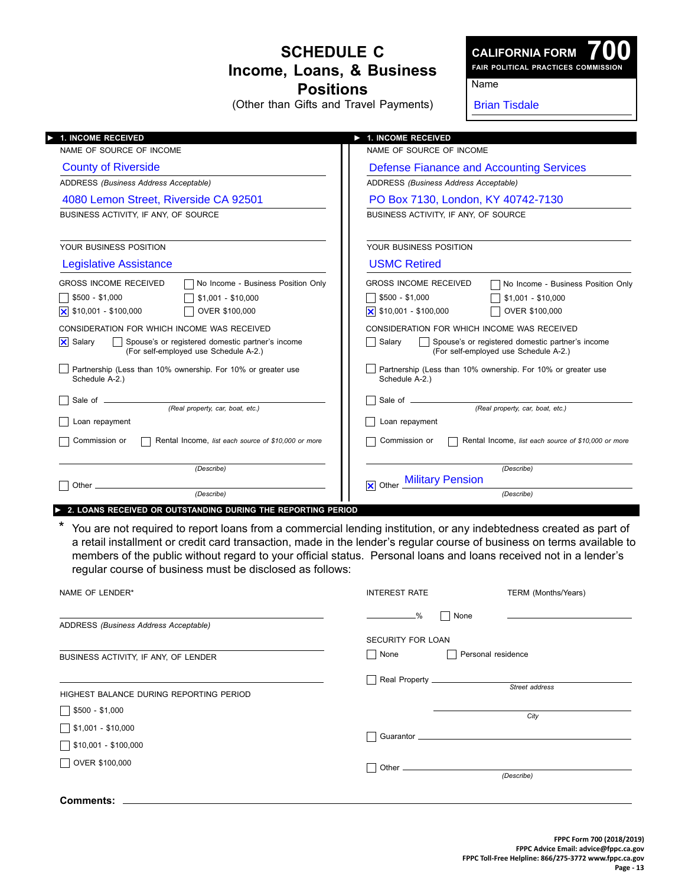# SCHEDULE C
# Income, Loans, & Business Positions

(Other than Gifts and Travel Payments)

**CALIFORNIA FORM 700**
**FAIR POLITICAL PRACTICES COMMISSION**

Name

Brian Tisdale

---

## ▶ 1. INCOME RECEIVED

NAME OF SOURCE OF INCOME

County of Riverside

ADDRESS *(Business Address Acceptable)*

4080 Lemon Street, Riverside CA 92501

BUSINESS ACTIVITY, IF ANY, OF SOURCE

YOUR BUSINESS POSITION

Legislative Assistance

GROSS INCOME RECEIVED

- [ ] No Income - Business Position Only
- [ ] $500 - $1,000
- [ ] $1,001 - $10,000
- [x] $10,001 - $100,000
- [ ] OVER $100,000

CONSIDERATION FOR WHICH INCOME WAS RECEIVED

- [x] Salary
- [ ] Spouse's or registered domestic partner's income (For self-employed use Schedule A-2.)
- [ ] Partnership (Less than 10% ownership. For 10% or greater use Schedule A-2.)
- [ ] Sale of ______ *(Real property, car, boat, etc.)*
- [ ] Loan repayment
- [ ] Commission or
- [ ] Rental Income, *list each source of $10,000 or more* ______ *(Describe)*
- [ ] Other ______ *(Describe)*

---

## ▶ 1. INCOME RECEIVED

NAME OF SOURCE OF INCOME

Defense Fianance and Accounting Services

ADDRESS *(Business Address Acceptable)*

PO Box 7130, London, KY 40742-7130

BUSINESS ACTIVITY, IF ANY, OF SOURCE

YOUR BUSINESS POSITION

USMC Retired

GROSS INCOME RECEIVED

- [ ] No Income - Business Position Only
- [ ] $500 - $1,000
- [ ] $1,001 - $10,000
- [x] $10,001 - $100,000
- [ ] OVER $100,000

CONSIDERATION FOR WHICH INCOME WAS RECEIVED

- [ ] Salary
- [ ] Spouse's or registered domestic partner's income (For self-employed use Schedule A-2.)
- [ ] Partnership (Less than 10% ownership. For 10% or greater use Schedule A-2.)
- [ ] Sale of ______ *(Real property, car, boat, etc.)*
- [ ] Loan repayment
- [ ] Commission or
- [ ] Rental Income, *list each source of $10,000 or more* ______ *(Describe)*
- [x] Other Military Pension *(Describe)*

---

## ▶ 2. LOANS RECEIVED OR OUTSTANDING DURING THE REPORTING PERIOD

\* You are not required to report loans from a commercial lending institution, or any indebtedness created as part of a retail installment or credit card transaction, made in the lender's regular course of business on terms available to members of the public without regard to your official status. Personal loans and loans received not in a lender's regular course of business must be disclosed as follows:

NAME OF LENDER*

ADDRESS *(Business Address Acceptable)*

BUSINESS ACTIVITY, IF ANY, OF LENDER

HIGHEST BALANCE DURING REPORTING PERIOD

- [ ] $500 - $1,000
- [ ] $1,001 - $10,000
- [ ] $10,001 - $100,000
- [ ] OVER $100,000

INTEREST RATE ______% [ ] None

TERM (Months/Years) ______

SECURITY FOR LOAN

- [ ] None
- [ ] Personal residence
- [ ] Real Property ______ *Street address* ______ *City*
- [ ] Guarantor ______
- [ ] Other ______ *(Describe)*

**Comments:** ______

**FPPC Form 700 (2018/2019)**
**FPPC Advice Email: advice@fppc.ca.gov**
**FPPC Toll-Free Helpline: 866/275-3772 www.fppc.ca.gov**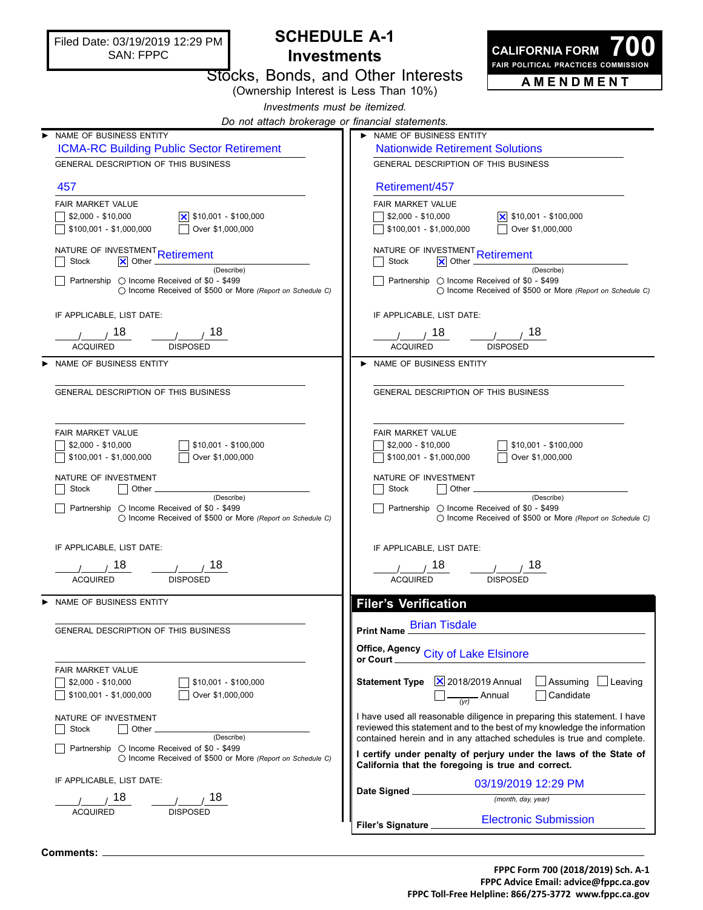Filed Date: 03/19/2019 12:29 PM
SAN: FPPC

# SCHEDULE A-1
## Investments
### Stocks, Bonds, and Other Interests
(Ownership Interest is Less Than 10%)

*Investments must be itemized.*
*Do not attach brokerage or financial statements.*

**CALIFORNIA FORM 700**
FAIR POLITICAL PRACTICES COMMISSION
**AMENDMENT**

---

► NAME OF BUSINESS ENTITY
ICMA-RC Building Public Sector Retirement

GENERAL DESCRIPTION OF THIS BUSINESS
457

FAIR MARKET VALUE
- [ ] $2,000 - $10,000
- [x] $10,001 - $100,000
- [ ] $100,001 - $1,000,000
- [ ] Over $1,000,000

NATURE OF INVESTMENT
- [ ] Stock
- [x] Other Retirement (Describe)
- [ ] Partnership ○ Income Received of $0 - $499 ○ Income Received of $500 or More *(Report on Schedule C)*

IF APPLICABLE, LIST DATE:
\_\_/\_\_/ 18 ACQUIRED
\_\_/\_\_/ 18 DISPOSED

---

► NAME OF BUSINESS ENTITY
Nationwide Retirement Solutions

GENERAL DESCRIPTION OF THIS BUSINESS
Retirement/457

FAIR MARKET VALUE
- [ ] $2,000 - $10,000
- [x] $10,001 - $100,000
- [ ] $100,001 - $1,000,000
- [ ] Over $1,000,000

NATURE OF INVESTMENT
- [ ] Stock
- [x] Other Retirement (Describe)
- [ ] Partnership ○ Income Received of $0 - $499 ○ Income Received of $500 or More *(Report on Schedule C)*

IF APPLICABLE, LIST DATE:
\_\_/\_\_/ 18 ACQUIRED
\_\_/\_\_/ 18 DISPOSED

---

► NAME OF BUSINESS ENTITY

GENERAL DESCRIPTION OF THIS BUSINESS

FAIR MARKET VALUE
- [ ] $2,000 - $10,000
- [ ] $10,001 - $100,000
- [ ] $100,001 - $1,000,000
- [ ] Over $1,000,000

NATURE OF INVESTMENT
- [ ] Stock
- [ ] Other \_\_\_\_\_ (Describe)
- [ ] Partnership ○ Income Received of $0 - $499 ○ Income Received of $500 or More *(Report on Schedule C)*

IF APPLICABLE, LIST DATE:
\_\_/\_\_/ 18 ACQUIRED
\_\_/\_\_/ 18 DISPOSED

---

► NAME OF BUSINESS ENTITY

GENERAL DESCRIPTION OF THIS BUSINESS

FAIR MARKET VALUE
- [ ] $2,000 - $10,000
- [ ] $10,001 - $100,000
- [ ] $100,001 - $1,000,000
- [ ] Over $1,000,000

NATURE OF INVESTMENT
- [ ] Stock
- [ ] Other \_\_\_\_\_ (Describe)
- [ ] Partnership ○ Income Received of $0 - $499 ○ Income Received of $500 or More *(Report on Schedule C)*

IF APPLICABLE, LIST DATE:
\_\_/\_\_/ 18 ACQUIRED
\_\_/\_\_/ 18 DISPOSED

---

► NAME OF BUSINESS ENTITY

GENERAL DESCRIPTION OF THIS BUSINESS

FAIR MARKET VALUE
- [ ] $2,000 - $10,000
- [ ] $10,001 - $100,000
- [ ] $100,001 - $1,000,000
- [ ] Over $1,000,000

NATURE OF INVESTMENT
- [ ] Stock
- [ ] Other \_\_\_\_\_ (Describe)
- [ ] Partnership ○ Income Received of $0 - $499 ○ Income Received of $500 or More *(Report on Schedule C)*

IF APPLICABLE, LIST DATE:
\_\_/\_\_/ 18 ACQUIRED
\_\_/\_\_/ 18 DISPOSED

---

## Filer's Verification

**Print Name** Brian Tisdale

**Office, Agency or Court** City of Lake Elsinore

**Statement Type**
- [x] 2018/2019 Annual
- [ ] Assuming
- [ ] Leaving
- [ ] \_\_\_\_\_ Annual *(yr)*
- [ ] Candidate

I have used all reasonable diligence in preparing this statement. I have reviewed this statement and to the best of my knowledge the information contained herein and in any attached schedules is true and complete.

**I certify under penalty of perjury under the laws of the State of California that the foregoing is true and correct.**

**Date Signed** 03/19/2019 12:29 PM *(month, day, year)*

**Filer's Signature** Electronic Submission

---

**Comments:**

**FPPC Form 700 (2018/2019) Sch. A-1**
**FPPC Advice Email: advice@fppc.ca.gov**
**FPPC Toll-Free Helpline: 866/275-3772 www.fppc.ca.gov**